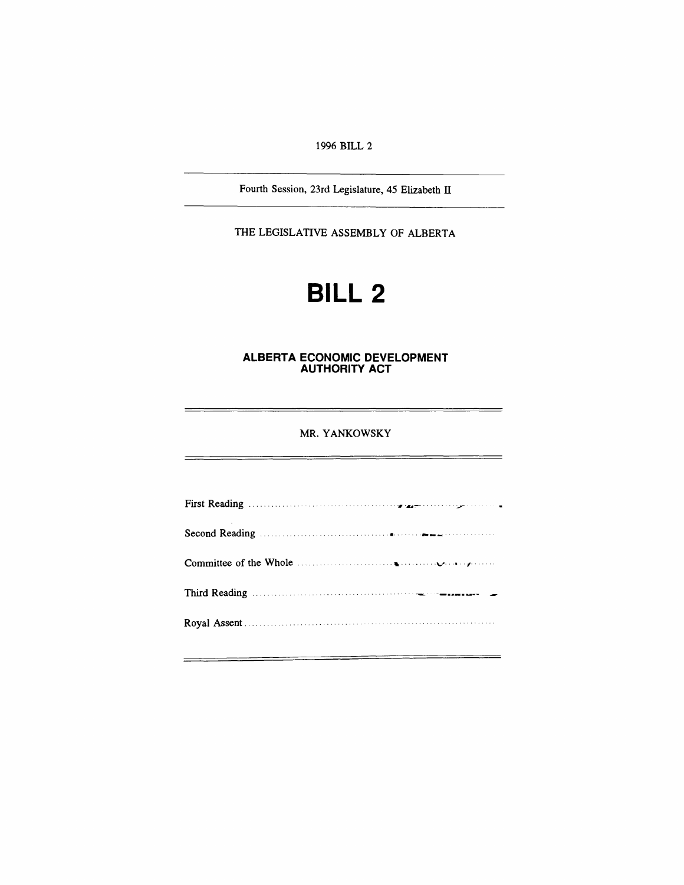1996 BILL 2

Fourth Session, 23rd Legislature, 45 Elizabeth II

THE LEGISLATIVE ASSEMBLY OF ALBERTA

# BILL 2

## ALBERTA ECONOMIC DEVELOPMENT AUTHORITY ACT

MR. YANKOWSKY

First Reading ..........................................

Second Reading ..........................................

Committee of the Whole ..........................................

Third Reading ..........................................

Royal Assent ..........................................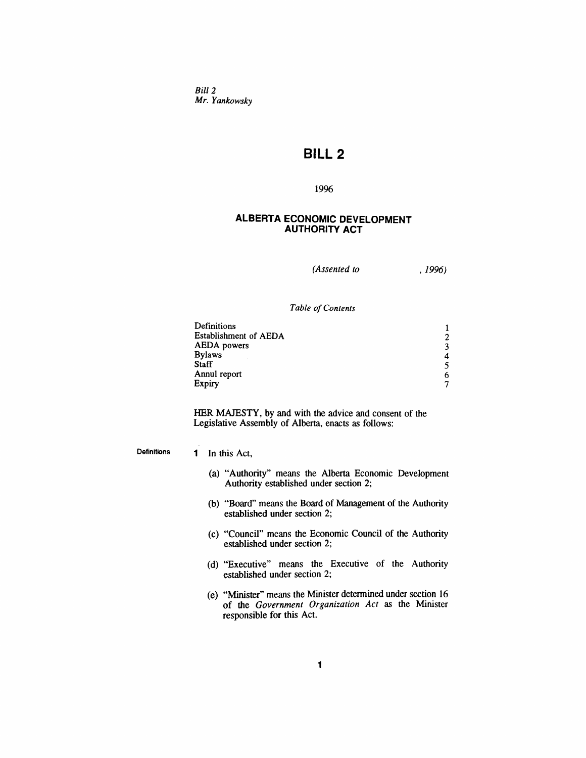*Bill 2*
*Mr. Yankowsky*

# BILL 2

1996

## ALBERTA ECONOMIC DEVELOPMENT AUTHORITY ACT

*(Assented to , 1996)*

*Table of Contents*

| | |
|---|---|
| Definitions | 1 |
| Establishment of AEDA | 2 |
| AEDA powers | 3 |
| Bylaws | 4 |
| Staff | 5 |
| Annul report | 6 |
| Expiry | 7 |

HER MAJESTY, by and with the advice and consent of the Legislative Assembly of Alberta, enacts as follows:

**Definitions**

**1** In this Act,

(a) "Authority" means the Alberta Economic Development Authority established under section 2;

(b) "Board" means the Board of Management of the Authority established under section 2;

(c) "Council" means the Economic Council of the Authority established under section 2;

(d) "Executive" means the Executive of the Authority established under section 2;

(e) "Minister" means the Minister determined under section 16 of the *Government Organization Act* as the Minister responsible for this Act.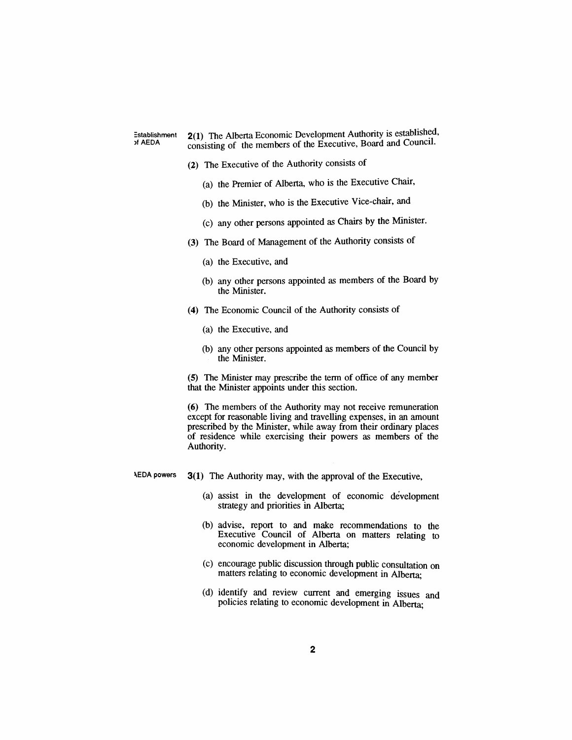**Establishment of AEDA**

**2(1)** The Alberta Economic Development Authority is established, consisting of the members of the Executive, Board and Council.

**(2)** The Executive of the Authority consists of

(a) the Premier of Alberta, who is the Executive Chair,

(b) the Minister, who is the Executive Vice-chair, and

(c) any other persons appointed as Chairs by the Minister.

**(3)** The Board of Management of the Authority consists of

(a) the Executive, and

(b) any other persons appointed as members of the Board by the Minister.

**(4)** The Economic Council of the Authority consists of

(a) the Executive, and

(b) any other persons appointed as members of the Council by the Minister.

**(5)** The Minister may prescribe the term of office of any member that the Minister appoints under this section.

**(6)** The members of the Authority may not receive remuneration except for reasonable living and travelling expenses, in an amount prescribed by the Minister, while away from their ordinary places of residence while exercising their powers as members of the Authority.

**AEDA powers**

**3(1)** The Authority may, with the approval of the Executive,

(a) assist in the development of economic development strategy and priorities in Alberta;

(b) advise, report to and make recommendations to the Executive Council of Alberta on matters relating to economic development in Alberta;

(c) encourage public discussion through public consultation on matters relating to economic development in Alberta;

(d) identify and review current and emerging issues and policies relating to economic development in Alberta;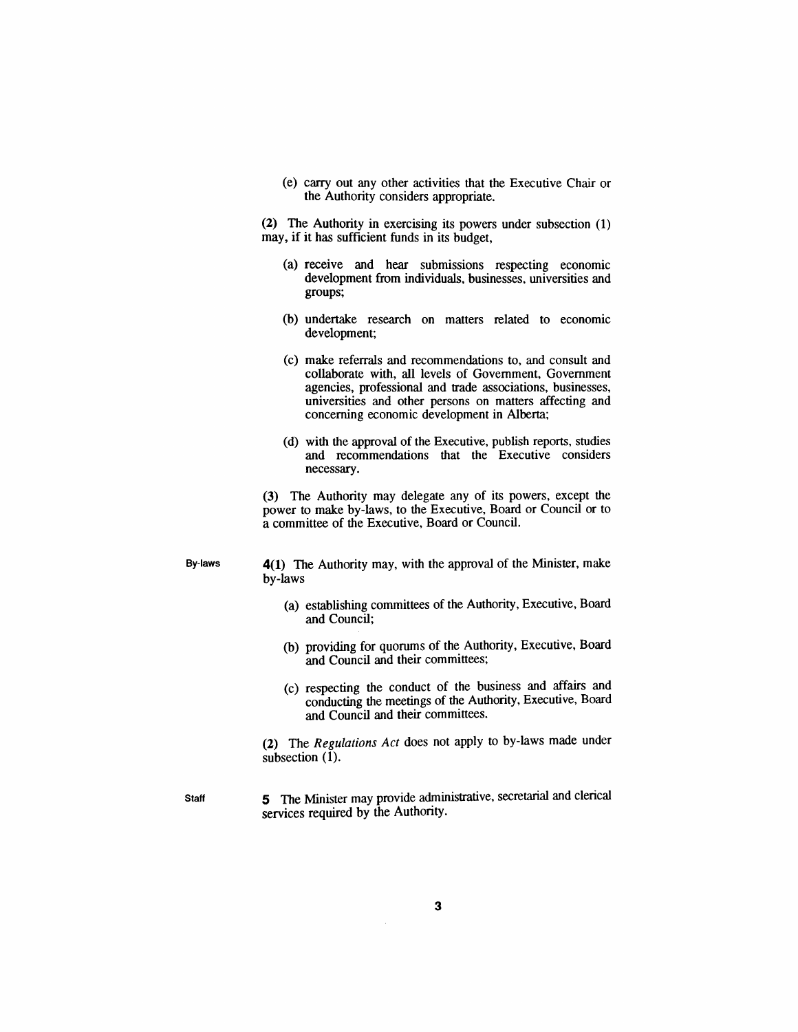(e) carry out any other activities that the Executive Chair or the Authority considers appropriate.

(2) The Authority in exercising its powers under subsection (1) may, if it has sufficient funds in its budget,

(a) receive and hear submissions respecting economic development from individuals, businesses, universities and groups;

(b) undertake research on matters related to economic development;

(c) make referrals and recommendations to, and consult and collaborate with, all levels of Government, Government agencies, professional and trade associations, businesses, universities and other persons on matters affecting and concerning economic development in Alberta;

(d) with the approval of the Executive, publish reports, studies and recommendations that the Executive considers necessary.

(3) The Authority may delegate any of its powers, except the power to make by-laws, to the Executive, Board or Council or to a committee of the Executive, Board or Council.

**By-laws**

**4(1)** The Authority may, with the approval of the Minister, make by-laws

(a) establishing committees of the Authority, Executive, Board and Council;

(b) providing for quorums of the Authority, Executive, Board and Council and their committees;

(c) respecting the conduct of the business and affairs and conducting the meetings of the Authority, Executive, Board and Council and their committees.

(2) The *Regulations Act* does not apply to by-laws made under subsection (1).

**Staff**

**5** The Minister may provide administrative, secretarial and clerical services required by the Authority.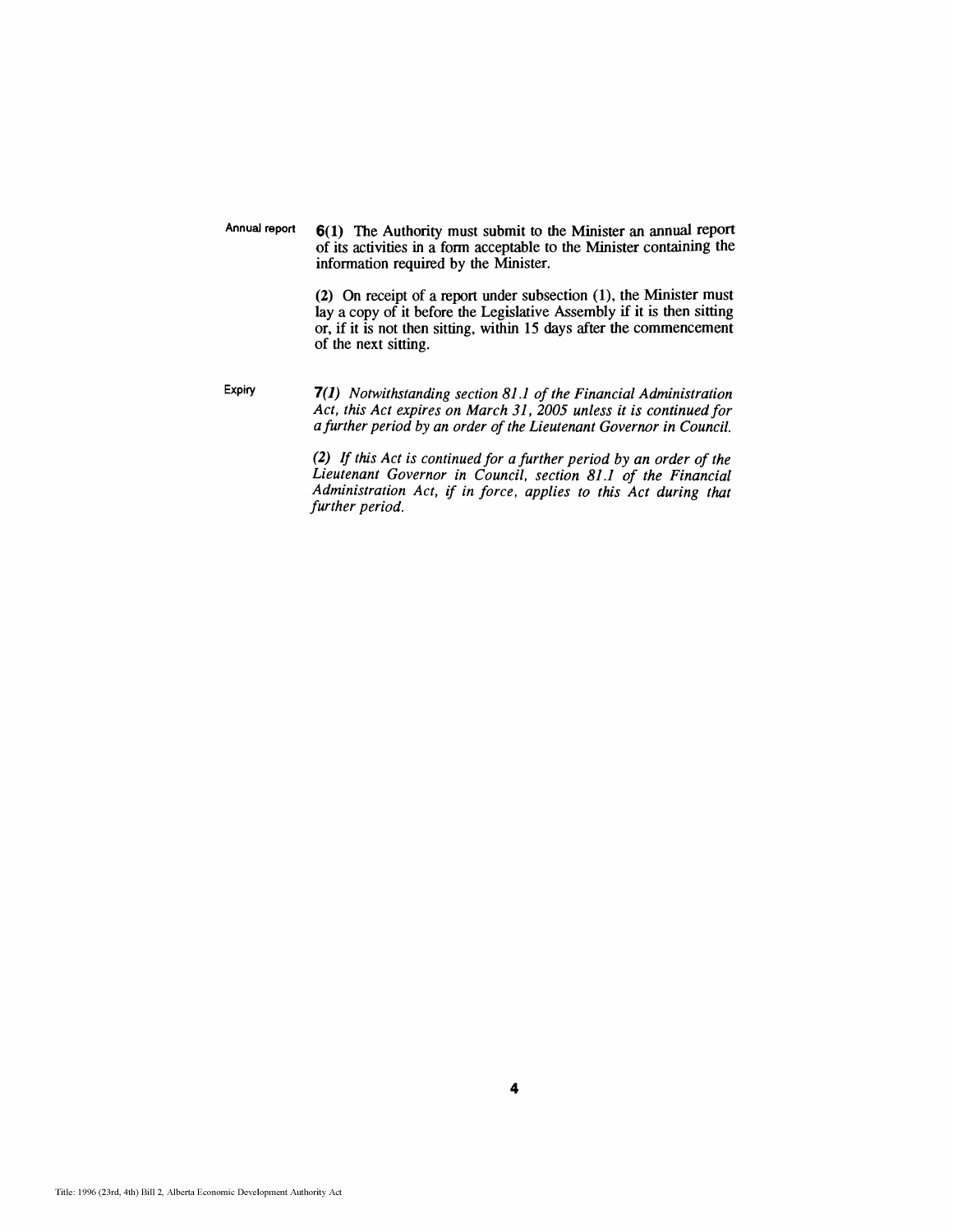Annual report

**6(1)** The Authority must submit to the Minister an annual report of its activities in a form acceptable to the Minister containing the information required by the Minister.

**(2)** On receipt of a report under subsection (1), the Minister must lay a copy of it before the Legislative Assembly if it is then sitting or, if it is not then sitting, within 15 days after the commencement of the next sitting.

Expiry

***7(1)*** *Notwithstanding section 81.1 of the Financial Administration Act, this Act expires on March 31, 2005 unless it is continued for a further period by an order of the Lieutenant Governor in Council.*

***(2)*** *If this Act is continued for a further period by an order of the Lieutenant Governor in Council, section 81.1 of the Financial Administration Act, if in force, applies to this Act during that further period.*

Title: 1996 (23rd, 4th) Bill 2, Alberta Economic Development Authority Act